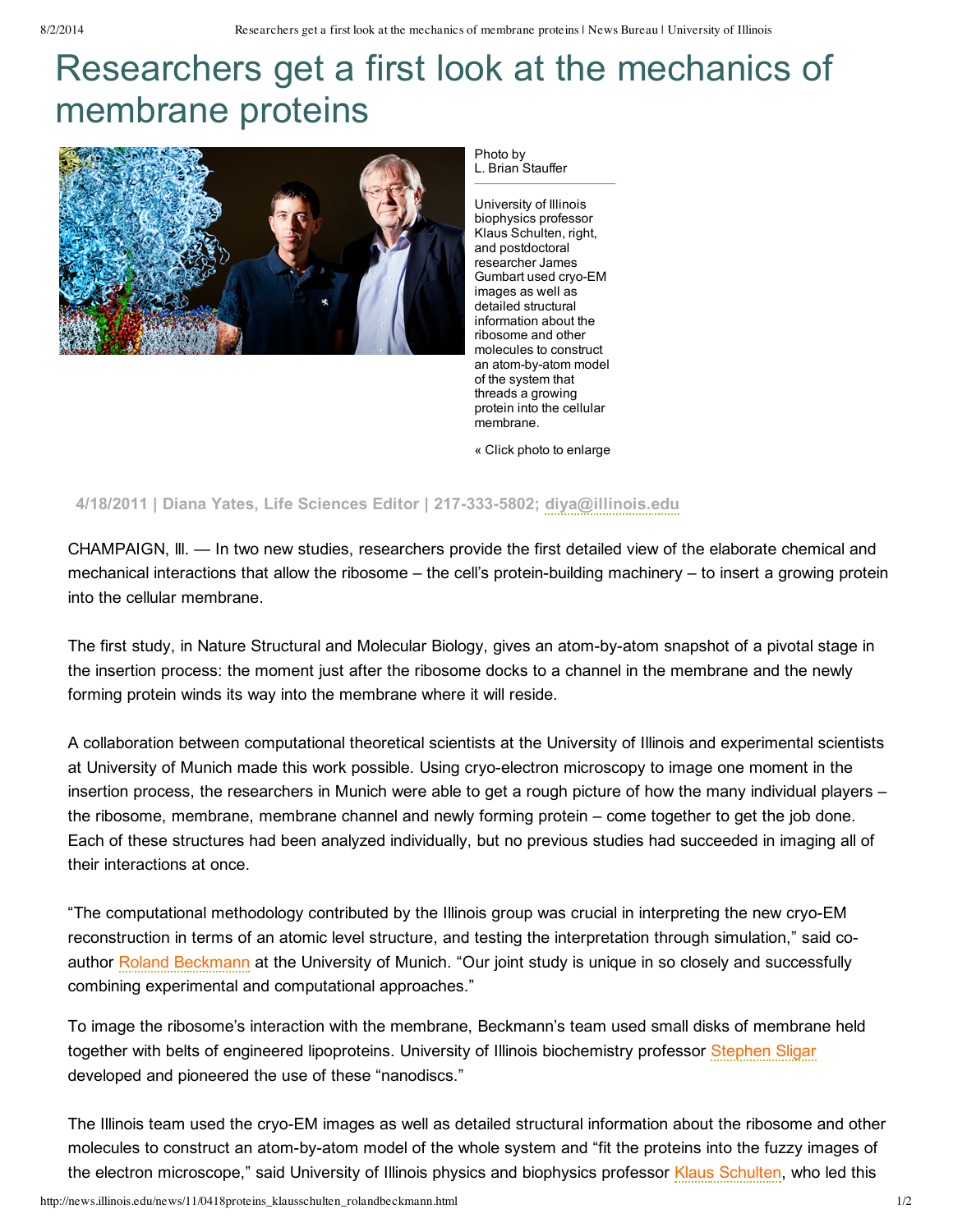# Researchers get a first look at the mechanics of membrane proteins

Photo by L. Brian Stauffer

University of Illinois biophysics professor Klaus Schulten, right, and postdoctoral researcher James Gumbart used cryo-EM images as well as detailed structural information about the ribosome and other molecules to construct an atom-by-atom model of the system that threads a growing protein into the cellular membrane.

« Click photo to enlarge

**4/18/2011 | Diana Yates, Life Sciences Editor | 217-333-5802; diya@illinois.edu**

CHAMPAIGN, Ill. — In two new studies, researchers provide the first detailed view of the elaborate chemical and mechanical interactions that allow the ribosome – the cell's protein-building machinery – to insert a growing protein into the cellular membrane.

The first study, in Nature Structural and Molecular Biology, gives an atom-by-atom snapshot of a pivotal stage in the insertion process: the moment just after the ribosome docks to a channel in the membrane and the newly forming protein winds its way into the membrane where it will reside.

A collaboration between computational theoretical scientists at the University of Illinois and experimental scientists at University of Munich made this work possible. Using cryo-electron microscopy to image one moment in the insertion process, the researchers in Munich were able to get a rough picture of how the many individual players – the ribosome, membrane, membrane channel and newly forming protein – come together to get the job done. Each of these structures had been analyzed individually, but no previous studies had succeeded in imaging all of their interactions at once.

"The computational methodology contributed by the Illinois group was crucial in interpreting the new cryo-EM reconstruction in terms of an atomic level structure, and testing the interpretation through simulation," said co-author Roland Beckmann at the University of Munich. "Our joint study is unique in so closely and successfully combining experimental and computational approaches."

To image the ribosome's interaction with the membrane, Beckmann's team used small disks of membrane held together with belts of engineered lipoproteins. University of Illinois biochemistry professor Stephen Sligar developed and pioneered the use of these "nanodiscs."

The Illinois team used the cryo-EM images as well as detailed structural information about the ribosome and other molecules to construct an atom-by-atom model of the whole system and "fit the proteins into the fuzzy images of the electron microscope," said University of Illinois physics and biophysics professor Klaus Schulten, who led this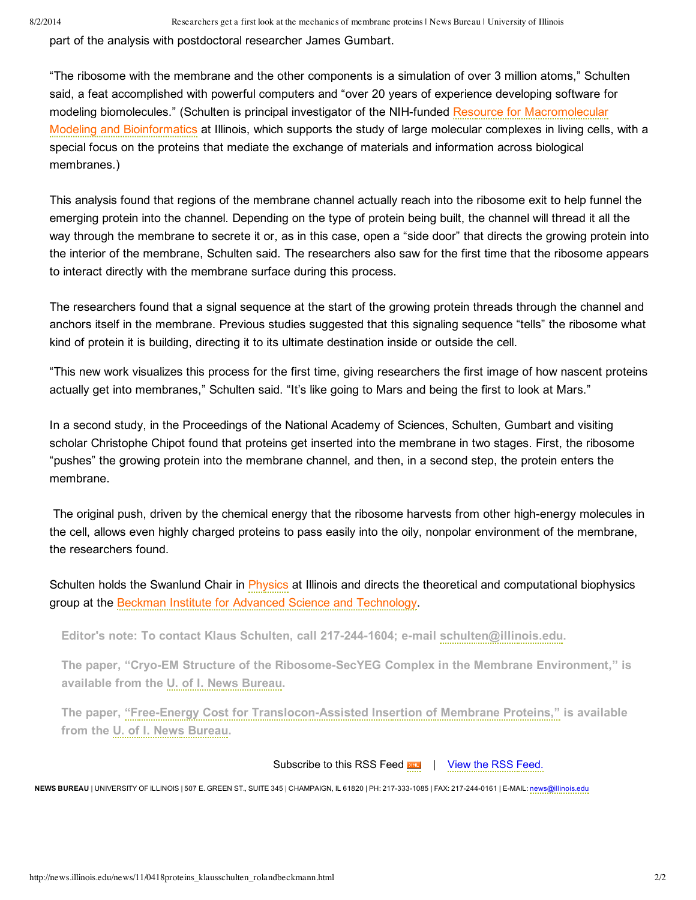part of the analysis with postdoctoral researcher James Gumbart.

"The ribosome with the membrane and the other components is a simulation of over 3 million atoms," Schulten said, a feat accomplished with powerful computers and "over 20 years of experience developing software for modeling biomolecules." (Schulten is principal investigator of the NIH-funded Resource for Macromolecular Modeling and Bioinformatics at Illinois, which supports the study of large molecular complexes in living cells, with a special focus on the proteins that mediate the exchange of materials and information across biological membranes.)

This analysis found that regions of the membrane channel actually reach into the ribosome exit to help funnel the emerging protein into the channel. Depending on the type of protein being built, the channel will thread it all the way through the membrane to secrete it or, as in this case, open a "side door" that directs the growing protein into the interior of the membrane, Schulten said. The researchers also saw for the first time that the ribosome appears to interact directly with the membrane surface during this process.

The researchers found that a signal sequence at the start of the growing protein threads through the channel and anchors itself in the membrane. Previous studies suggested that this signaling sequence "tells" the ribosome what kind of protein it is building, directing it to its ultimate destination inside or outside the cell.

"This new work visualizes this process for the first time, giving researchers the first image of how nascent proteins actually get into membranes," Schulten said. "It's like going to Mars and being the first to look at Mars."

In a second study, in the Proceedings of the National Academy of Sciences, Schulten, Gumbart and visiting scholar Christophe Chipot found that proteins get inserted into the membrane in two stages. First, the ribosome "pushes" the growing protein into the membrane channel, and then, in a second step, the protein enters the membrane.

The original push, driven by the chemical energy that the ribosome harvests from other high-energy molecules in the cell, allows even highly charged proteins to pass easily into the oily, nonpolar environment of the membrane, the researchers found.

Schulten holds the Swanlund Chair in Physics at Illinois and directs the theoretical and computational biophysics group at the Beckman Institute for Advanced Science and Technology.

**Editor's note: To contact Klaus Schulten, call 217-244-1604; e-mail schulten@illinois.edu.**

**The paper, "Cryo-EM Structure of the Ribosome-SecYEG Complex in the Membrane Environment," is available from the U. of I. News Bureau.**

**The paper, "Free-Energy Cost for Translocon-Assisted Insertion of Membrane Proteins," is available from the U. of I. News Bureau.**

Subscribe to this RSS Feed | View the RSS Feed.

**NEWS BUREAU** | UNIVERSITY OF ILLINOIS | 507 E. GREEN ST., SUITE 345 | CHAMPAIGN, IL 61820 | PH: 217-333-1085 | FAX: 217-244-0161 | E-MAIL: news@illinois.edu